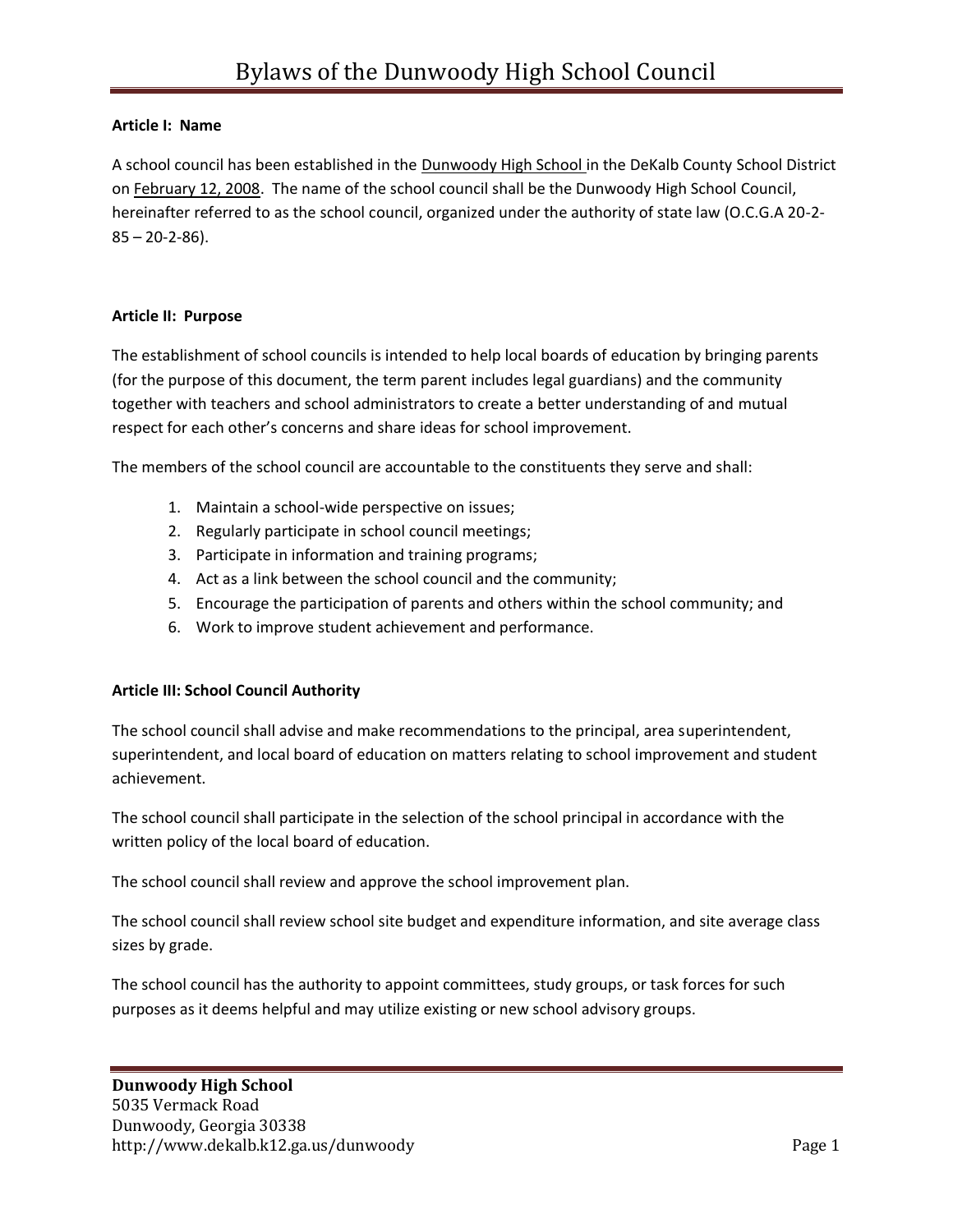# Bylaws of the Dunwoody High School Council

**Article I: Name**

A school council has been established in the Dunwoody High School in the DeKalb County School District on February 12, 2008. The name of the school council shall be the Dunwoody High School Council, hereinafter referred to as the school council, organized under the authority of state law (O.C.G.A 20-2-85 – 20-2-86).

**Article II: Purpose**

The establishment of school councils is intended to help local boards of education by bringing parents (for the purpose of this document, the term parent includes legal guardians) and the community together with teachers and school administrators to create a better understanding of and mutual respect for each other's concerns and share ideas for school improvement.

The members of the school council are accountable to the constituents they serve and shall:

1. Maintain a school-wide perspective on issues;
2. Regularly participate in school council meetings;
3. Participate in information and training programs;
4. Act as a link between the school council and the community;
5. Encourage the participation of parents and others within the school community; and
6. Work to improve student achievement and performance.

**Article III: School Council Authority**

The school council shall advise and make recommendations to the principal, area superintendent, superintendent, and local board of education on matters relating to school improvement and student achievement.

The school council shall participate in the selection of the school principal in accordance with the written policy of the local board of education.

The school council shall review and approve the school improvement plan.

The school council shall review school site budget and expenditure information, and site average class sizes by grade.

The school council has the authority to appoint committees, study groups, or task forces for such purposes as it deems helpful and may utilize existing or new school advisory groups.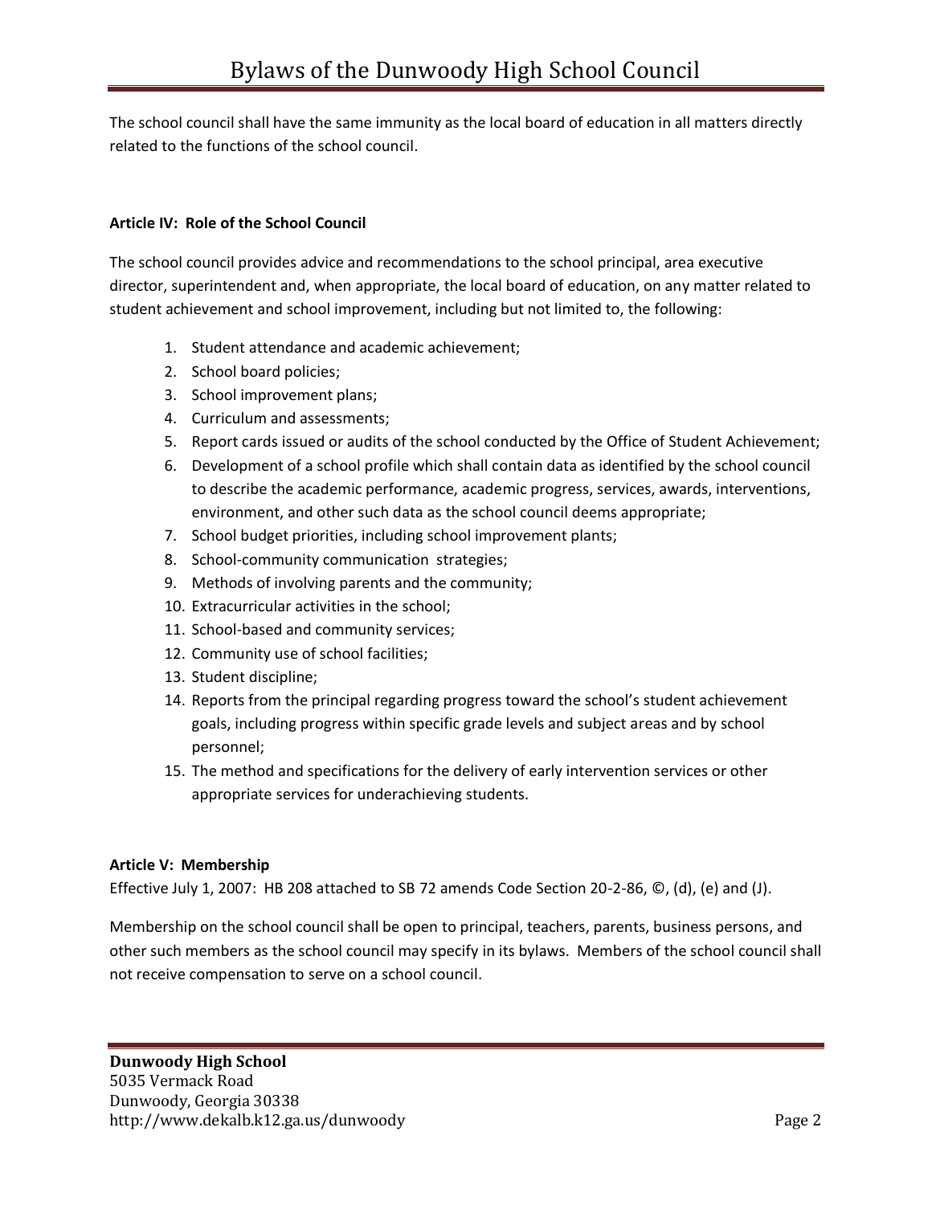The school council shall have the same immunity as the local board of education in all matters directly related to the functions of the school council.

**Article IV: Role of the School Council**

The school council provides advice and recommendations to the school principal, area executive director, superintendent and, when appropriate, the local board of education, on any matter related to student achievement and school improvement, including but not limited to, the following:

1. Student attendance and academic achievement;
2. School board policies;
3. School improvement plans;
4. Curriculum and assessments;
5. Report cards issued or audits of the school conducted by the Office of Student Achievement;
6. Development of a school profile which shall contain data as identified by the school council to describe the academic performance, academic progress, services, awards, interventions, environment, and other such data as the school council deems appropriate;
7. School budget priorities, including school improvement plants;
8. School-community communication strategies;
9. Methods of involving parents and the community;
10. Extracurricular activities in the school;
11. School-based and community services;
12. Community use of school facilities;
13. Student discipline;
14. Reports from the principal regarding progress toward the school's student achievement goals, including progress within specific grade levels and subject areas and by school personnel;
15. The method and specifications for the delivery of early intervention services or other appropriate services for underachieving students.

**Article V: Membership**

Effective July 1, 2007: HB 208 attached to SB 72 amends Code Section 20-2-86, ©, (d), (e) and (J).

Membership on the school council shall be open to principal, teachers, parents, business persons, and other such members as the school council may specify in its bylaws. Members of the school council shall not receive compensation to serve on a school council.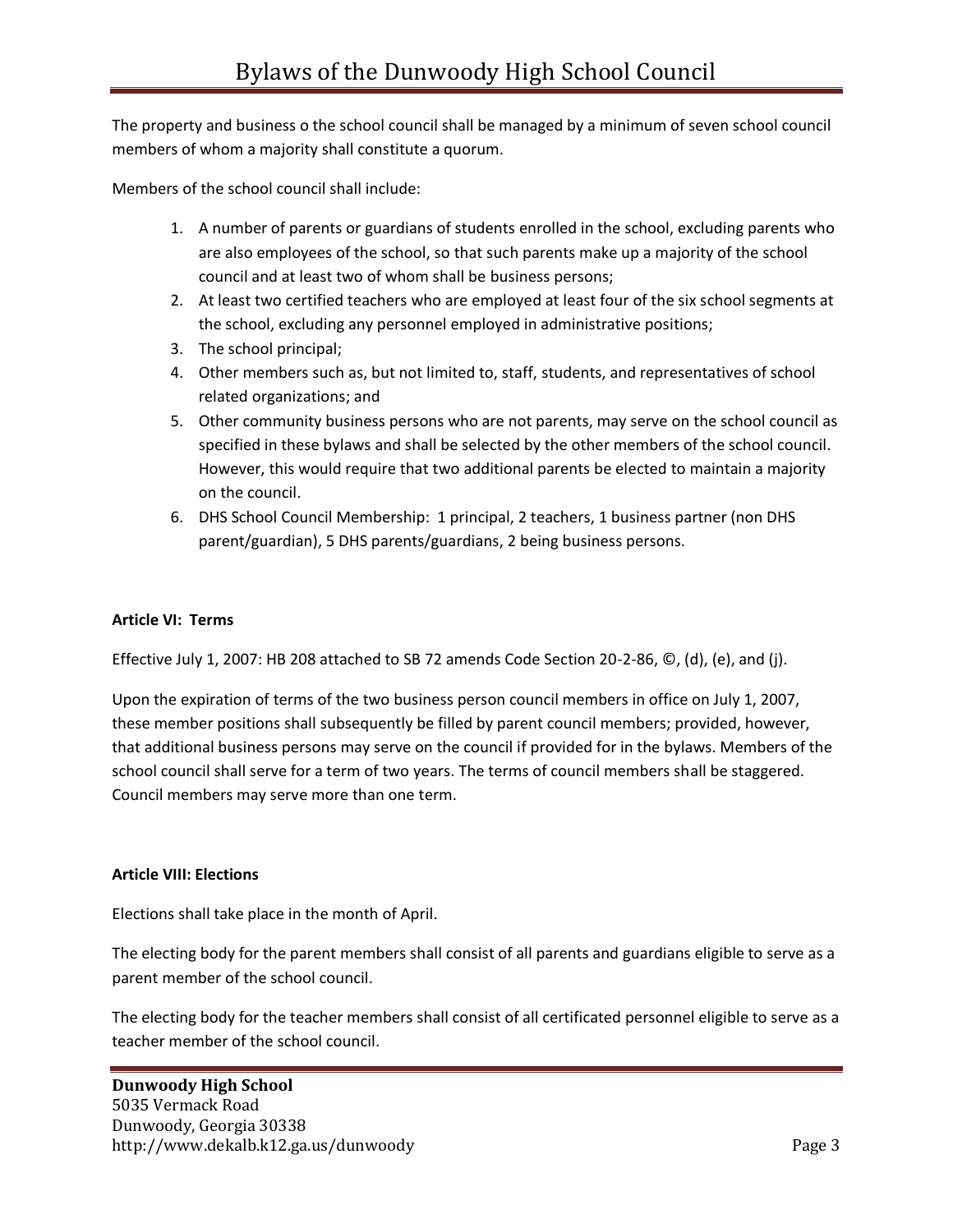The property and business o the school council shall be managed by a minimum of seven school council members of whom a majority shall constitute a quorum.

Members of the school council shall include:

1. A number of parents or guardians of students enrolled in the school, excluding parents who are also employees of the school, so that such parents make up a majority of the school council and at least two of whom shall be business persons;
2. At least two certified teachers who are employed at least four of the six school segments at the school, excluding any personnel employed in administrative positions;
3. The school principal;
4. Other members such as, but not limited to, staff, students, and representatives of school related organizations; and
5. Other community business persons who are not parents, may serve on the school council as specified in these bylaws and shall be selected by the other members of the school council. However, this would require that two additional parents be elected to maintain a majority on the council.
6. DHS School Council Membership: 1 principal, 2 teachers, 1 business partner (non DHS parent/guardian), 5 DHS parents/guardians, 2 being business persons.

**Article VI: Terms**

Effective July 1, 2007: HB 208 attached to SB 72 amends Code Section 20-2-86, ©, (d), (e), and (j).

Upon the expiration of terms of the two business person council members in office on July 1, 2007, these member positions shall subsequently be filled by parent council members; provided, however, that additional business persons may serve on the council if provided for in the bylaws. Members of the school council shall serve for a term of two years. The terms of council members shall be staggered. Council members may serve more than one term.

**Article VIII: Elections**

Elections shall take place in the month of April.

The electing body for the parent members shall consist of all parents and guardians eligible to serve as a parent member of the school council.

The electing body for the teacher members shall consist of all certificated personnel eligible to serve as a teacher member of the school council.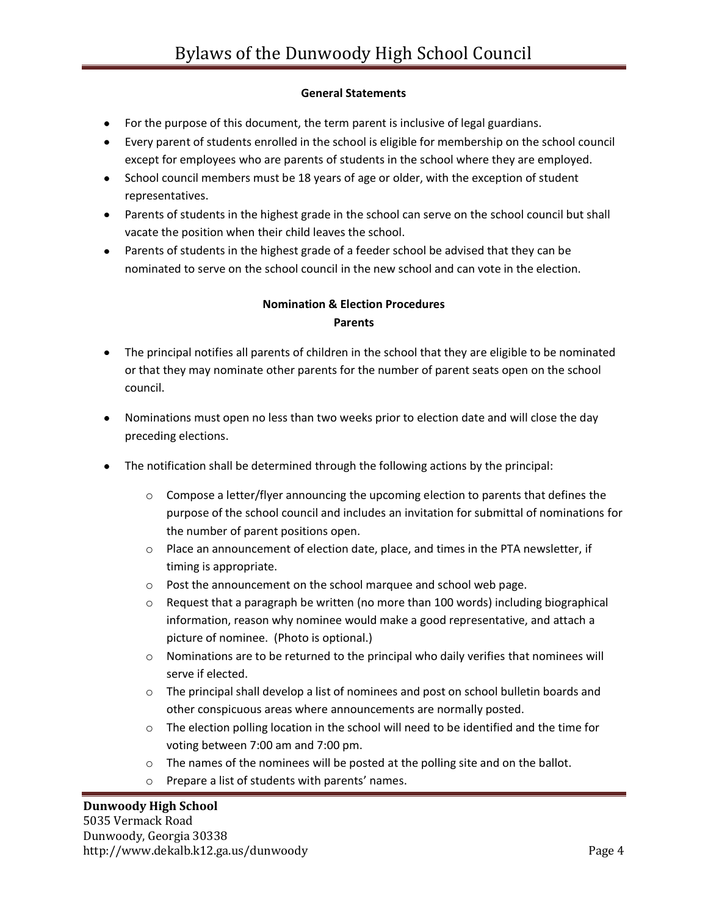### General Statements

- For the purpose of this document, the term parent is inclusive of legal guardians.
- Every parent of students enrolled in the school is eligible for membership on the school council except for employees who are parents of students in the school where they are employed.
- School council members must be 18 years of age or older, with the exception of student representatives.
- Parents of students in the highest grade in the school can serve on the school council but shall vacate the position when their child leaves the school.
- Parents of students in the highest grade of a feeder school be advised that they can be nominated to serve on the school council in the new school and can vote in the election.

### Nomination & Election Procedures

#### Parents

- The principal notifies all parents of children in the school that they are eligible to be nominated or that they may nominate other parents for the number of parent seats open on the school council.

- Nominations must open no less than two weeks prior to election date and will close the day preceding elections.

- The notification shall be determined through the following actions by the principal:

    - Compose a letter/flyer announcing the upcoming election to parents that defines the purpose of the school council and includes an invitation for submittal of nominations for the number of parent positions open.
    - Place an announcement of election date, place, and times in the PTA newsletter, if timing is appropriate.
    - Post the announcement on the school marquee and school web page.
    - Request that a paragraph be written (no more than 100 words) including biographical information, reason why nominee would make a good representative, and attach a picture of nominee. (Photo is optional.)
    - Nominations are to be returned to the principal who daily verifies that nominees will serve if elected.
    - The principal shall develop a list of nominees and post on school bulletin boards and other conspicuous areas where announcements are normally posted.
    - The election polling location in the school will need to be identified and the time for voting between 7:00 am and 7:00 pm.
    - The names of the nominees will be posted at the polling site and on the ballot.
    - Prepare a list of students with parents' names.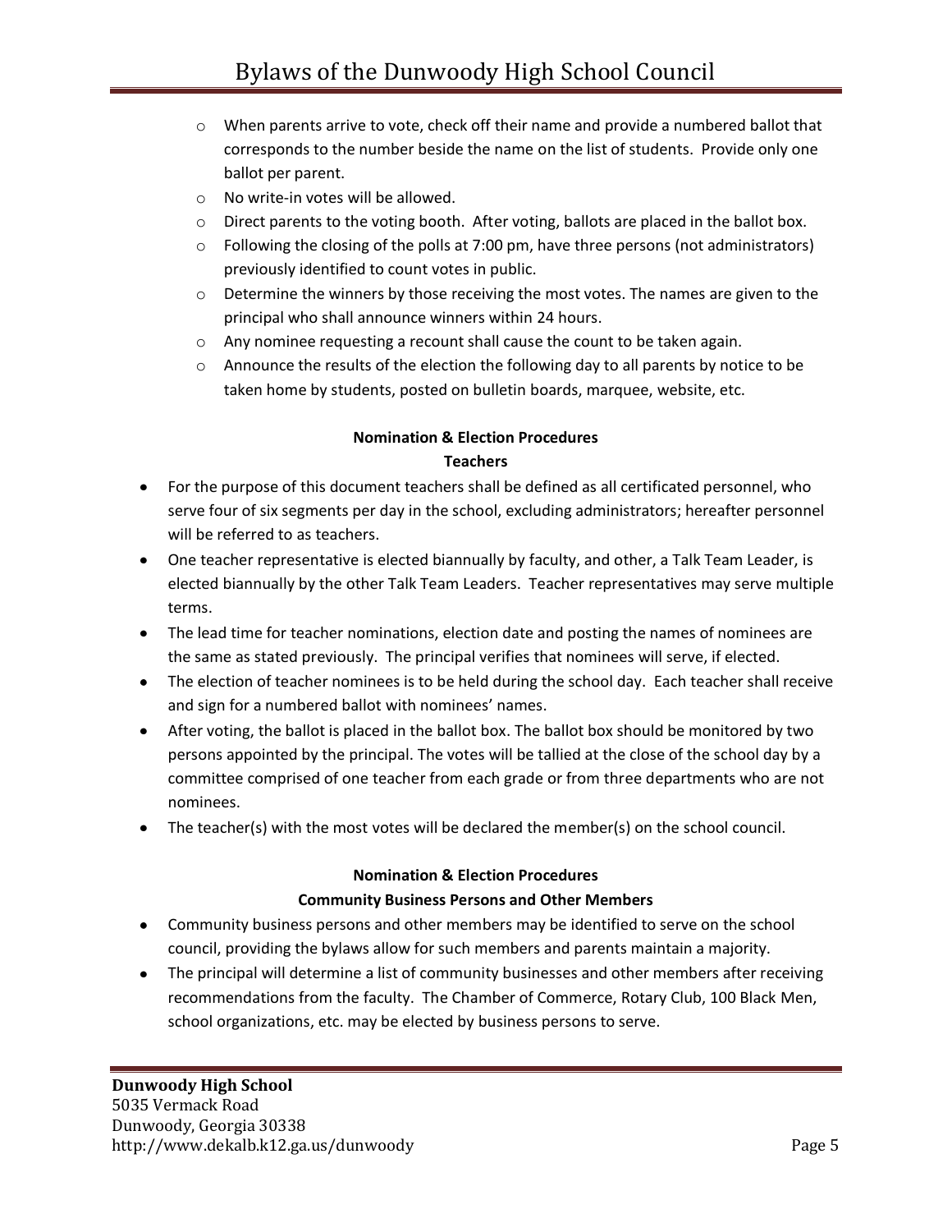- When parents arrive to vote, check off their name and provide a numbered ballot that corresponds to the number beside the name on the list of students. Provide only one ballot per parent.
- No write-in votes will be allowed.
- Direct parents to the voting booth. After voting, ballots are placed in the ballot box.
- Following the closing of the polls at 7:00 pm, have three persons (not administrators) previously identified to count votes in public.
- Determine the winners by those receiving the most votes. The names are given to the principal who shall announce winners within 24 hours.
- Any nominee requesting a recount shall cause the count to be taken again.
- Announce the results of the election the following day to all parents by notice to be taken home by students, posted on bulletin boards, marquee, website, etc.

**Nomination & Election Procedures**
**Teachers**

- For the purpose of this document teachers shall be defined as all certificated personnel, who serve four of six segments per day in the school, excluding administrators; hereafter personnel will be referred to as teachers.
- One teacher representative is elected biannually by faculty, and other, a Talk Team Leader, is elected biannually by the other Talk Team Leaders. Teacher representatives may serve multiple terms.
- The lead time for teacher nominations, election date and posting the names of nominees are the same as stated previously. The principal verifies that nominees will serve, if elected.
- The election of teacher nominees is to be held during the school day. Each teacher shall receive and sign for a numbered ballot with nominees' names.
- After voting, the ballot is placed in the ballot box. The ballot box should be monitored by two persons appointed by the principal. The votes will be tallied at the close of the school day by a committee comprised of one teacher from each grade or from three departments who are not nominees.
- The teacher(s) with the most votes will be declared the member(s) on the school council.

**Nomination & Election Procedures**
**Community Business Persons and Other Members**

- Community business persons and other members may be identified to serve on the school council, providing the bylaws allow for such members and parents maintain a majority.
- The principal will determine a list of community businesses and other members after receiving recommendations from the faculty. The Chamber of Commerce, Rotary Club, 100 Black Men, school organizations, etc. may be elected by business persons to serve.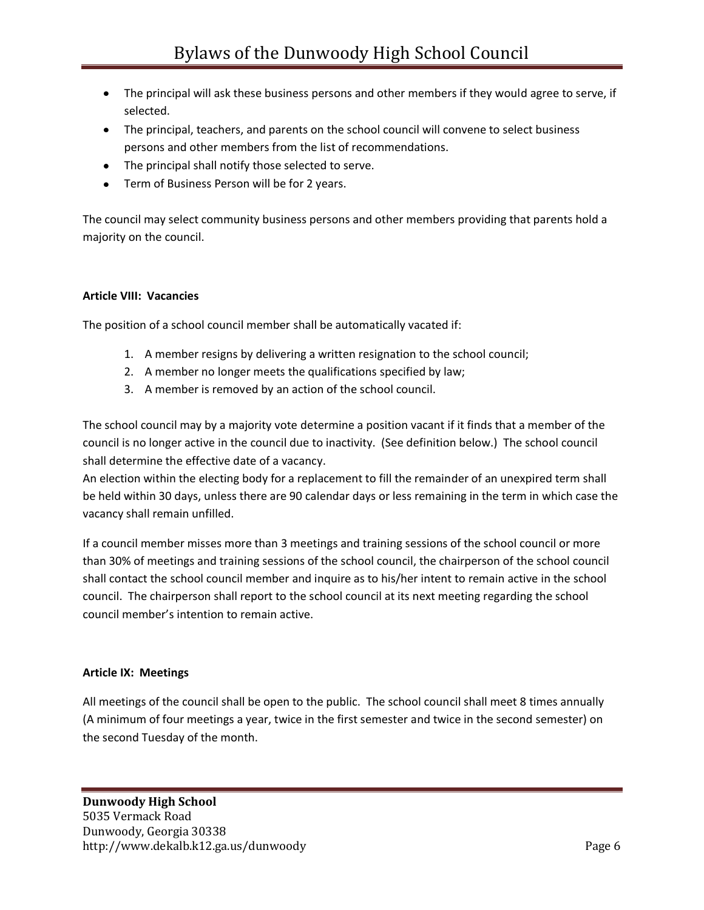- The principal will ask these business persons and other members if they would agree to serve, if selected.
- The principal, teachers, and parents on the school council will convene to select business persons and other members from the list of recommendations.
- The principal shall notify those selected to serve.
- Term of Business Person will be for 2 years.

The council may select community business persons and other members providing that parents hold a majority on the council.

**Article VIII: Vacancies**

The position of a school council member shall be automatically vacated if:

1. A member resigns by delivering a written resignation to the school council;
2. A member no longer meets the qualifications specified by law;
3. A member is removed by an action of the school council.

The school council may by a majority vote determine a position vacant if it finds that a member of the council is no longer active in the council due to inactivity. (See definition below.) The school council shall determine the effective date of a vacancy.
An election within the electing body for a replacement to fill the remainder of an unexpired term shall be held within 30 days, unless there are 90 calendar days or less remaining in the term in which case the vacancy shall remain unfilled.

If a council member misses more than 3 meetings and training sessions of the school council or more than 30% of meetings and training sessions of the school council, the chairperson of the school council shall contact the school council member and inquire as to his/her intent to remain active in the school council. The chairperson shall report to the school council at its next meeting regarding the school council member's intention to remain active.

**Article IX: Meetings**

All meetings of the council shall be open to the public. The school council shall meet 8 times annually (A minimum of four meetings a year, twice in the first semester and twice in the second semester) on the second Tuesday of the month.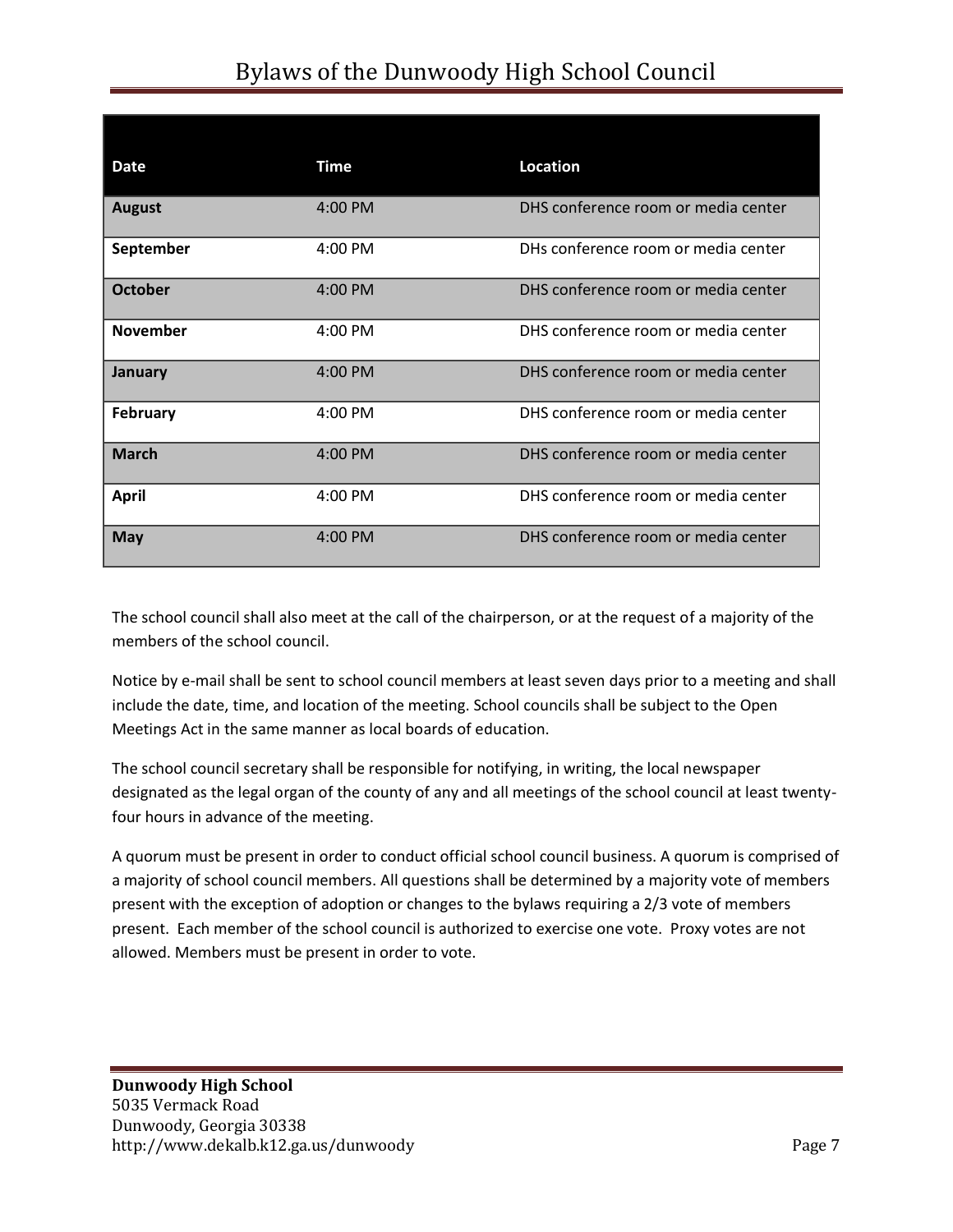| Date | Time | Location |
| --- | --- | --- |
| **August** | 4:00 PM | DHS conference room or media center |
| **September** | 4:00 PM | DHs conference room or media center |
| **October** | 4:00 PM | DHS conference room or media center |
| **November** | 4:00 PM | DHS conference room or media center |
| **January** | 4:00 PM | DHS conference room or media center |
| **February** | 4:00 PM | DHS conference room or media center |
| **March** | 4:00 PM | DHS conference room or media center |
| **April** | 4:00 PM | DHS conference room or media center |
| **May** | 4:00 PM | DHS conference room or media center |

The school council shall also meet at the call of the chairperson, or at the request of a majority of the members of the school council.

Notice by e-mail shall be sent to school council members at least seven days prior to a meeting and shall include the date, time, and location of the meeting. School councils shall be subject to the Open Meetings Act in the same manner as local boards of education.

The school council secretary shall be responsible for notifying, in writing, the local newspaper designated as the legal organ of the county of any and all meetings of the school council at least twenty-four hours in advance of the meeting.

A quorum must be present in order to conduct official school council business. A quorum is comprised of a majority of school council members. All questions shall be determined by a majority vote of members present with the exception of adoption or changes to the bylaws requiring a 2/3 vote of members present. Each member of the school council is authorized to exercise one vote. Proxy votes are not allowed. Members must be present in order to vote.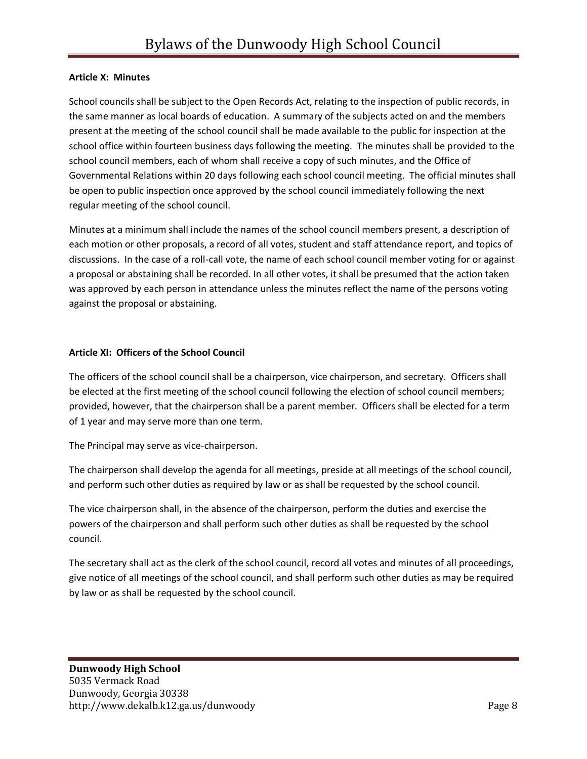**Article X: Minutes**

School councils shall be subject to the Open Records Act, relating to the inspection of public records, in the same manner as local boards of education. A summary of the subjects acted on and the members present at the meeting of the school council shall be made available to the public for inspection at the school office within fourteen business days following the meeting. The minutes shall be provided to the school council members, each of whom shall receive a copy of such minutes, and the Office of Governmental Relations within 20 days following each school council meeting. The official minutes shall be open to public inspection once approved by the school council immediately following the next regular meeting of the school council.

Minutes at a minimum shall include the names of the school council members present, a description of each motion or other proposals, a record of all votes, student and staff attendance report, and topics of discussions. In the case of a roll-call vote, the name of each school council member voting for or against a proposal or abstaining shall be recorded. In all other votes, it shall be presumed that the action taken was approved by each person in attendance unless the minutes reflect the name of the persons voting against the proposal or abstaining.

**Article XI: Officers of the School Council**

The officers of the school council shall be a chairperson, vice chairperson, and secretary. Officers shall be elected at the first meeting of the school council following the election of school council members; provided, however, that the chairperson shall be a parent member. Officers shall be elected for a term of 1 year and may serve more than one term.

The Principal may serve as vice-chairperson.

The chairperson shall develop the agenda for all meetings, preside at all meetings of the school council, and perform such other duties as required by law or as shall be requested by the school council.

The vice chairperson shall, in the absence of the chairperson, perform the duties and exercise the powers of the chairperson and shall perform such other duties as shall be requested by the school council.

The secretary shall act as the clerk of the school council, record all votes and minutes of all proceedings, give notice of all meetings of the school council, and shall perform such other duties as may be required by law or as shall be requested by the school council.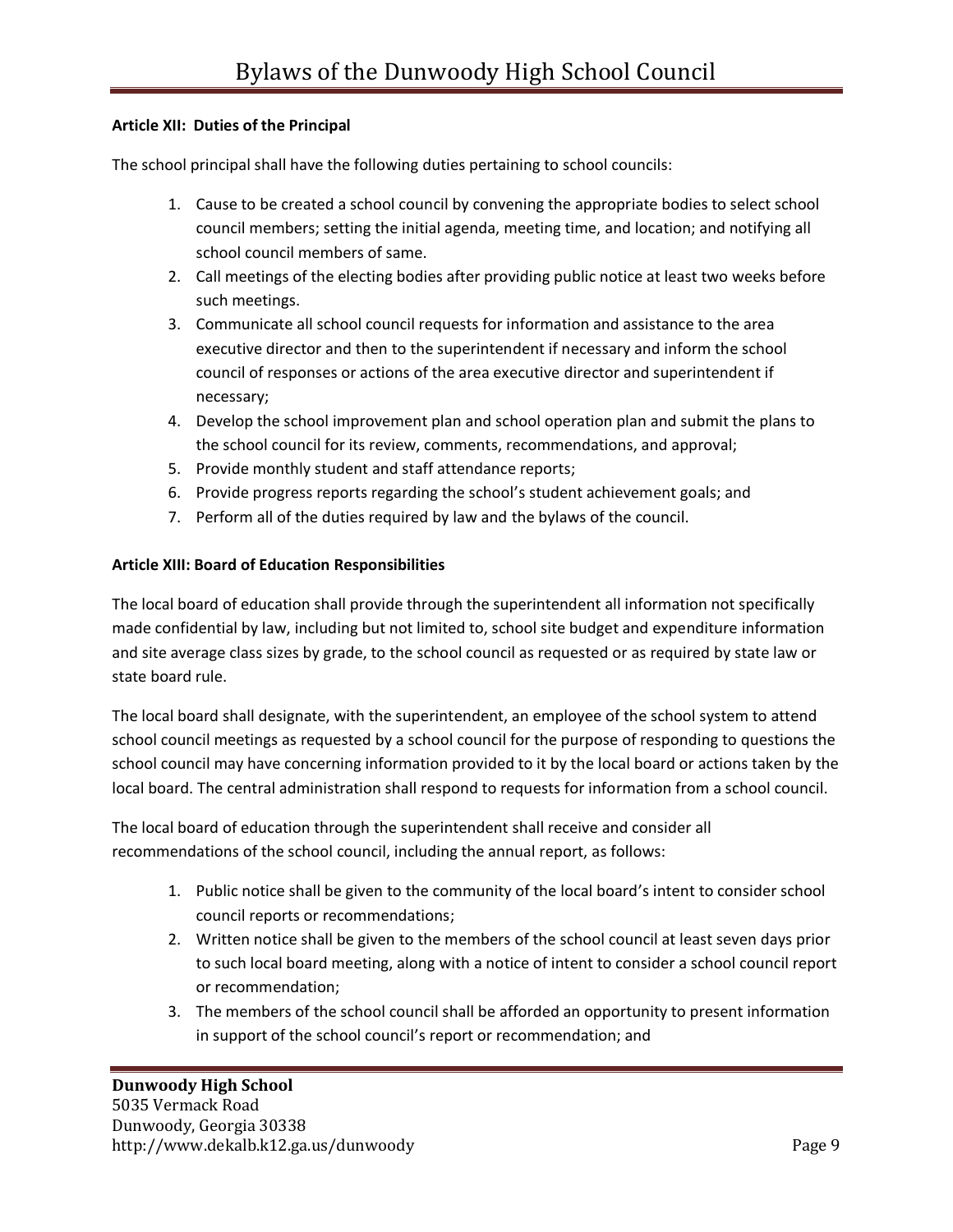**Article XII: Duties of the Principal**

The school principal shall have the following duties pertaining to school councils:

1. Cause to be created a school council by convening the appropriate bodies to select school council members; setting the initial agenda, meeting time, and location; and notifying all school council members of same.
2. Call meetings of the electing bodies after providing public notice at least two weeks before such meetings.
3. Communicate all school council requests for information and assistance to the area executive director and then to the superintendent if necessary and inform the school council of responses or actions of the area executive director and superintendent if necessary;
4. Develop the school improvement plan and school operation plan and submit the plans to the school council for its review, comments, recommendations, and approval;
5. Provide monthly student and staff attendance reports;
6. Provide progress reports regarding the school's student achievement goals; and
7. Perform all of the duties required by law and the bylaws of the council.

**Article XIII: Board of Education Responsibilities**

The local board of education shall provide through the superintendent all information not specifically made confidential by law, including but not limited to, school site budget and expenditure information and site average class sizes by grade, to the school council as requested or as required by state law or state board rule.

The local board shall designate, with the superintendent, an employee of the school system to attend school council meetings as requested by a school council for the purpose of responding to questions the school council may have concerning information provided to it by the local board or actions taken by the local board. The central administration shall respond to requests for information from a school council.

The local board of education through the superintendent shall receive and consider all recommendations of the school council, including the annual report, as follows:

1. Public notice shall be given to the community of the local board's intent to consider school council reports or recommendations;
2. Written notice shall be given to the members of the school council at least seven days prior to such local board meeting, along with a notice of intent to consider a school council report or recommendation;
3. The members of the school council shall be afforded an opportunity to present information in support of the school council's report or recommendation; and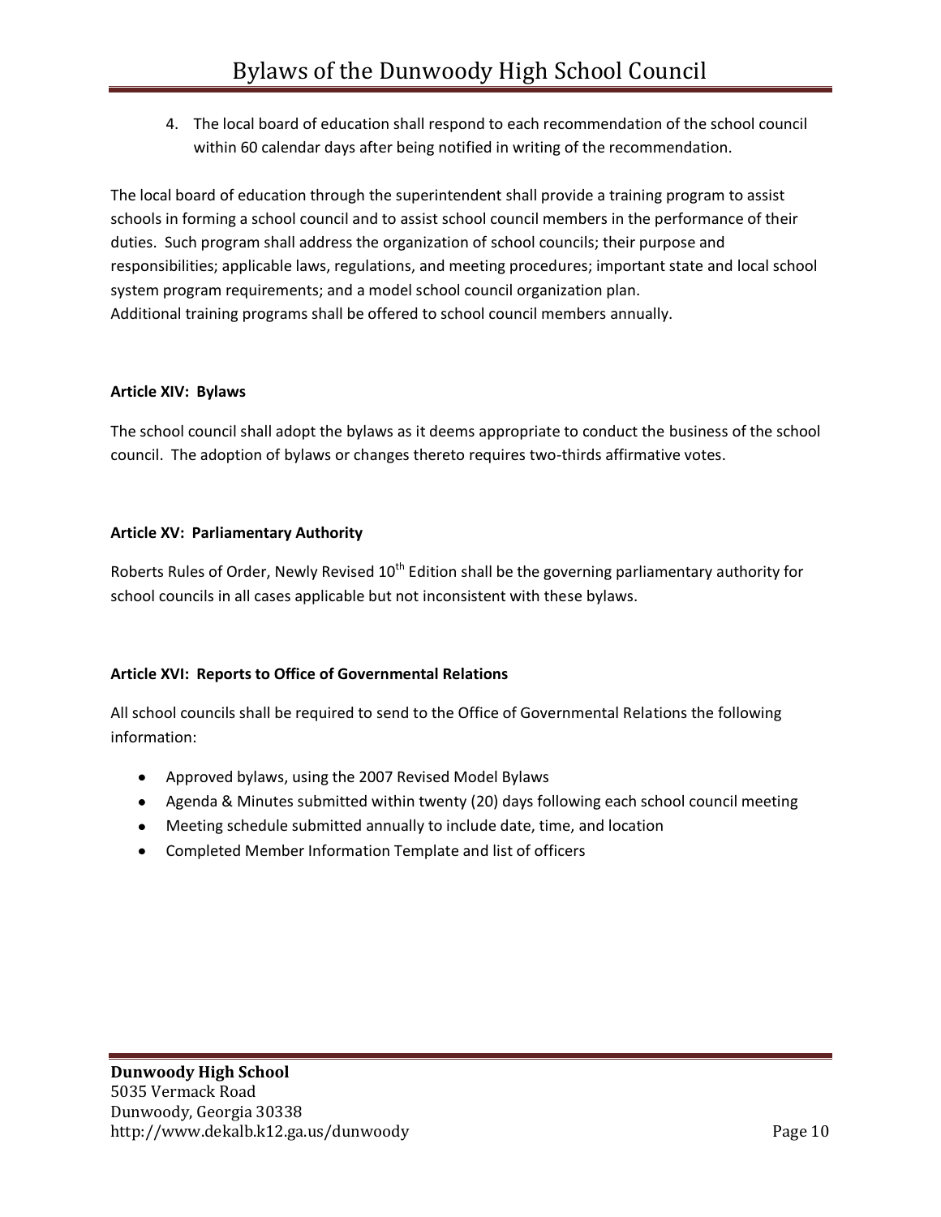4. The local board of education shall respond to each recommendation of the school council within 60 calendar days after being notified in writing of the recommendation.

The local board of education through the superintendent shall provide a training program to assist schools in forming a school council and to assist school council members in the performance of their duties. Such program shall address the organization of school councils; their purpose and responsibilities; applicable laws, regulations, and meeting procedures; important state and local school system program requirements; and a model school council organization plan.
Additional training programs shall be offered to school council members annually.

**Article XIV: Bylaws**

The school council shall adopt the bylaws as it deems appropriate to conduct the business of the school council. The adoption of bylaws or changes thereto requires two-thirds affirmative votes.

**Article XV: Parliamentary Authority**

Roberts Rules of Order, Newly Revised 10th Edition shall be the governing parliamentary authority for school councils in all cases applicable but not inconsistent with these bylaws.

**Article XVI: Reports to Office of Governmental Relations**

All school councils shall be required to send to the Office of Governmental Relations the following information:

- Approved bylaws, using the 2007 Revised Model Bylaws
- Agenda & Minutes submitted within twenty (20) days following each school council meeting
- Meeting schedule submitted annually to include date, time, and location
- Completed Member Information Template and list of officers